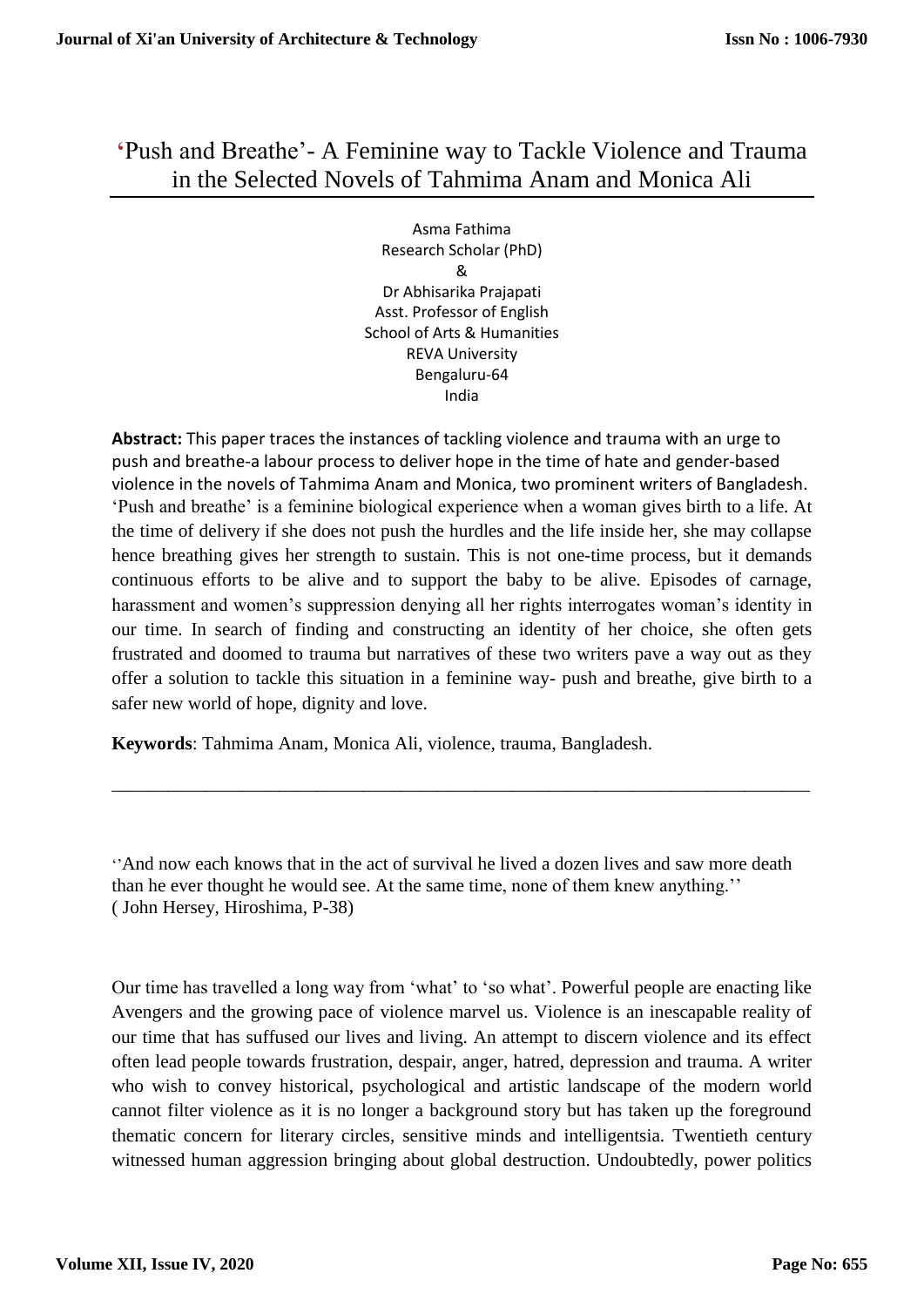# 'Push and Breathe'- A Feminine way to Tackle Violence and Trauma in the Selected Novels of Tahmima Anam and Monica Ali

Asma Fathima
Research Scholar (PhD)
&
Dr Abhisarika Prajapati
Asst. Professor of English
School of Arts & Humanities
REVA University
Bengaluru-64
India

**Abstract:** This paper traces the instances of tackling violence and trauma with an urge to push and breathe-a labour process to deliver hope in the time of hate and gender-based violence in the novels of Tahmima Anam and Monica, two prominent writers of Bangladesh. 'Push and breathe' is a feminine biological experience when a woman gives birth to a life. At the time of delivery if she does not push the hurdles and the life inside her, she may collapse hence breathing gives her strength to sustain. This is not one-time process, but it demands continuous efforts to be alive and to support the baby to be alive. Episodes of carnage, harassment and women's suppression denying all her rights interrogates woman's identity in our time. In search of finding and constructing an identity of her choice, she often gets frustrated and doomed to trauma but narratives of these two writers pave a way out as they offer a solution to tackle this situation in a feminine way- push and breathe, give birth to a safer new world of hope, dignity and love.

**Keywords**: Tahmima Anam, Monica Ali, violence, trauma, Bangladesh.

---

''And now each knows that in the act of survival he lived a dozen lives and saw more death than he ever thought he would see. At the same time, none of them knew anything.''
( John Hersey, Hiroshima, P-38)

Our time has travelled a long way from 'what' to 'so what'. Powerful people are enacting like Avengers and the growing pace of violence marvel us. Violence is an inescapable reality of our time that has suffused our lives and living. An attempt to discern violence and its effect often lead people towards frustration, despair, anger, hatred, depression and trauma. A writer who wish to convey historical, psychological and artistic landscape of the modern world cannot filter violence as it is no longer a background story but has taken up the foreground thematic concern for literary circles, sensitive minds and intelligentsia. Twentieth century witnessed human aggression bringing about global destruction. Undoubtedly, power politics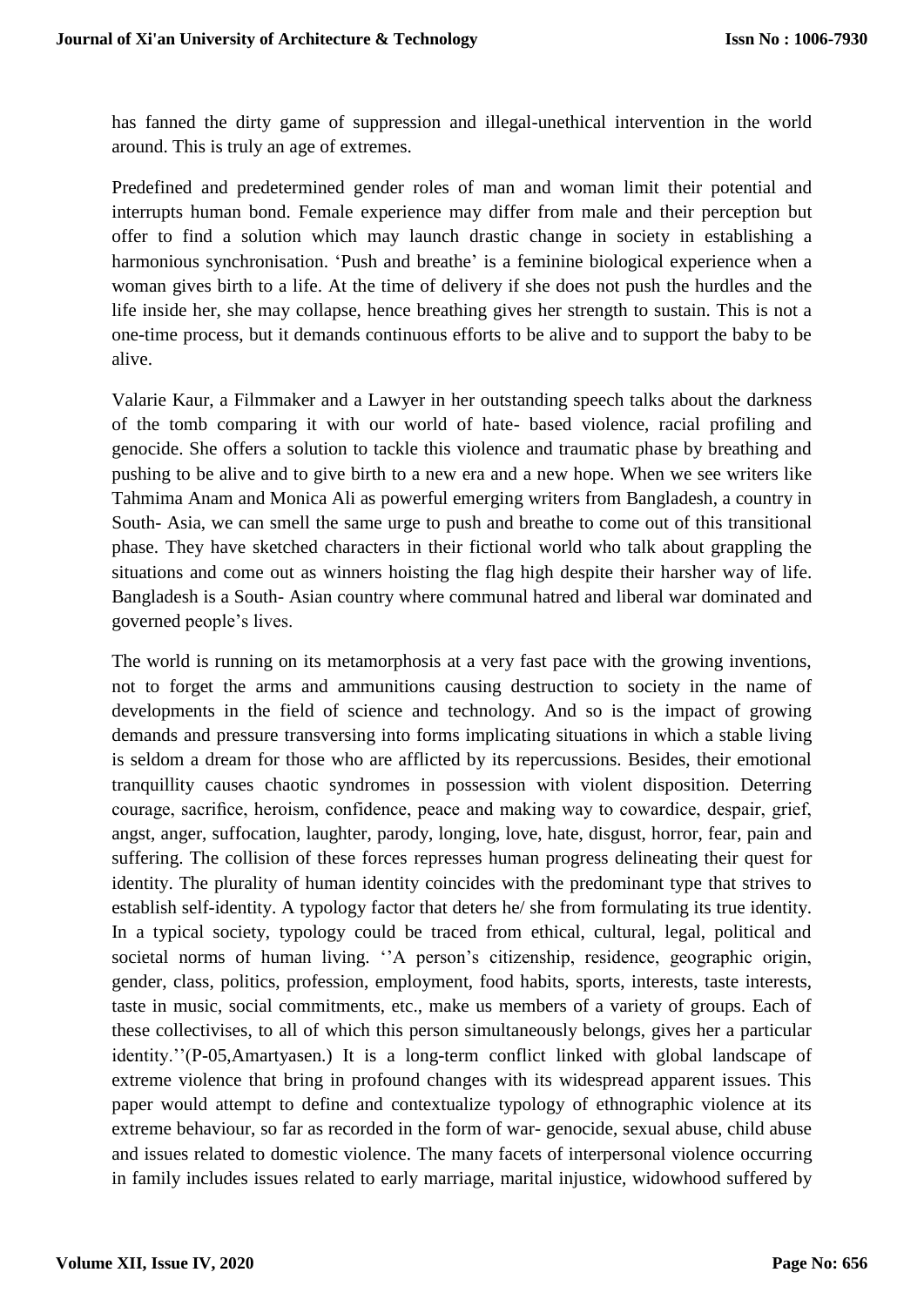has fanned the dirty game of suppression and illegal-unethical intervention in the world around. This is truly an age of extremes.

Predefined and predetermined gender roles of man and woman limit their potential and interrupts human bond. Female experience may differ from male and their perception but offer to find a solution which may launch drastic change in society in establishing a harmonious synchronisation. 'Push and breathe' is a feminine biological experience when a woman gives birth to a life. At the time of delivery if she does not push the hurdles and the life inside her, she may collapse, hence breathing gives her strength to sustain. This is not a one-time process, but it demands continuous efforts to be alive and to support the baby to be alive.

Valarie Kaur, a Filmmaker and a Lawyer in her outstanding speech talks about the darkness of the tomb comparing it with our world of hate- based violence, racial profiling and genocide. She offers a solution to tackle this violence and traumatic phase by breathing and pushing to be alive and to give birth to a new era and a new hope. When we see writers like Tahmima Anam and Monica Ali as powerful emerging writers from Bangladesh, a country in South- Asia, we can smell the same urge to push and breathe to come out of this transitional phase. They have sketched characters in their fictional world who talk about grappling the situations and come out as winners hoisting the flag high despite their harsher way of life. Bangladesh is a South- Asian country where communal hatred and liberal war dominated and governed people's lives.

The world is running on its metamorphosis at a very fast pace with the growing inventions, not to forget the arms and ammunitions causing destruction to society in the name of developments in the field of science and technology. And so is the impact of growing demands and pressure transversing into forms implicating situations in which a stable living is seldom a dream for those who are afflicted by its repercussions. Besides, their emotional tranquillity causes chaotic syndromes in possession with violent disposition. Deterring courage, sacrifice, heroism, confidence, peace and making way to cowardice, despair, grief, angst, anger, suffocation, laughter, parody, longing, love, hate, disgust, horror, fear, pain and suffering. The collision of these forces represses human progress delineating their quest for identity. The plurality of human identity coincides with the predominant type that strives to establish self-identity. A typology factor that deters he/ she from formulating its true identity. In a typical society, typology could be traced from ethical, cultural, legal, political and societal norms of human living. ''A person's citizenship, residence, geographic origin, gender, class, politics, profession, employment, food habits, sports, interests, taste interests, taste in music, social commitments, etc., make us members of a variety of groups. Each of these collectivises, to all of which this person simultaneously belongs, gives her a particular identity.''(P-05,Amartyasen.) It is a long-term conflict linked with global landscape of extreme violence that bring in profound changes with its widespread apparent issues. This paper would attempt to define and contextualize typology of ethnographic violence at its extreme behaviour, so far as recorded in the form of war- genocide, sexual abuse, child abuse and issues related to domestic violence. The many facets of interpersonal violence occurring in family includes issues related to early marriage, marital injustice, widowhood suffered by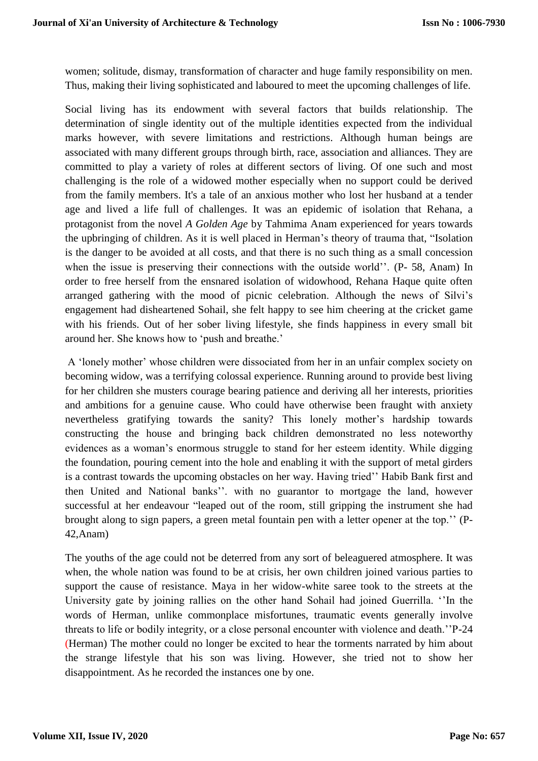women; solitude, dismay, transformation of character and huge family responsibility on men. Thus, making their living sophisticated and laboured to meet the upcoming challenges of life.

Social living has its endowment with several factors that builds relationship. The determination of single identity out of the multiple identities expected from the individual marks however, with severe limitations and restrictions. Although human beings are associated with many different groups through birth, race, association and alliances. They are committed to play a variety of roles at different sectors of living. Of one such and most challenging is the role of a widowed mother especially when no support could be derived from the family members. It's a tale of an anxious mother who lost her husband at a tender age and lived a life full of challenges. It was an epidemic of isolation that Rehana, a protagonist from the novel *A Golden Age* by Tahmima Anam experienced for years towards the upbringing of children. As it is well placed in Herman's theory of trauma that, "Isolation is the danger to be avoided at all costs, and that there is no such thing as a small concession when the issue is preserving their connections with the outside world''. (P- 58, Anam) In order to free herself from the ensnared isolation of widowhood, Rehana Haque quite often arranged gathering with the mood of picnic celebration. Although the news of Silvi's engagement had disheartened Sohail, she felt happy to see him cheering at the cricket game with his friends. Out of her sober living lifestyle, she finds happiness in every small bit around her. She knows how to 'push and breathe.'

A 'lonely mother' whose children were dissociated from her in an unfair complex society on becoming widow, was a terrifying colossal experience. Running around to provide best living for her children she musters courage bearing patience and deriving all her interests, priorities and ambitions for a genuine cause. Who could have otherwise been fraught with anxiety nevertheless gratifying towards the sanity? This lonely mother's hardship towards constructing the house and bringing back children demonstrated no less noteworthy evidences as a woman's enormous struggle to stand for her esteem identity. While digging the foundation, pouring cement into the hole and enabling it with the support of metal girders is a contrast towards the upcoming obstacles on her way. Having tried'' Habib Bank first and then United and National banks''. with no guarantor to mortgage the land, however successful at her endeavour "leaped out of the room, still gripping the instrument she had brought along to sign papers, a green metal fountain pen with a letter opener at the top.'' (P- 42,Anam)

The youths of the age could not be deterred from any sort of beleaguered atmosphere. It was when, the whole nation was found to be at crisis, her own children joined various parties to support the cause of resistance. Maya in her widow-white saree took to the streets at the University gate by joining rallies on the other hand Sohail had joined Guerrilla. ''In the words of Herman, unlike commonplace misfortunes, traumatic events generally involve threats to life or bodily integrity, or a close personal encounter with violence and death.''P-24 (Herman) The mother could no longer be excited to hear the torments narrated by him about the strange lifestyle that his son was living. However, she tried not to show her disappointment. As he recorded the instances one by one.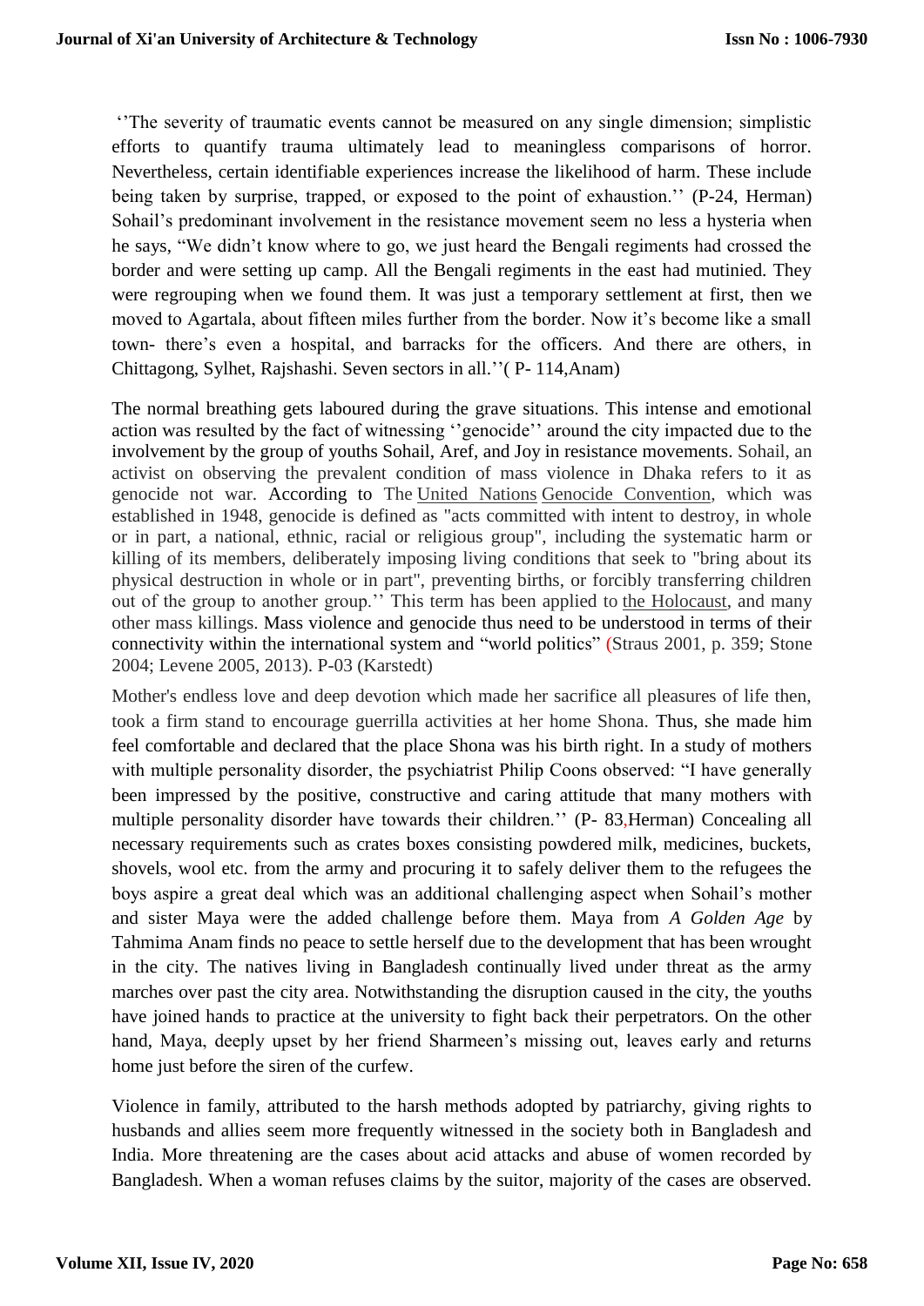''The severity of traumatic events cannot be measured on any single dimension; simplistic efforts to quantify trauma ultimately lead to meaningless comparisons of horror. Nevertheless, certain identifiable experiences increase the likelihood of harm. These include being taken by surprise, trapped, or exposed to the point of exhaustion.'' (P-24, Herman) Sohail's predominant involvement in the resistance movement seem no less a hysteria when he says, "We didn't know where to go, we just heard the Bengali regiments had crossed the border and were setting up camp. All the Bengali regiments in the east had mutinied. They were regrouping when we found them. It was just a temporary settlement at first, then we moved to Agartala, about fifteen miles further from the border. Now it's become like a small town- there's even a hospital, and barracks for the officers. And there are others, in Chittagong, Sylhet, Rajshashi. Seven sectors in all.''( P- 114,Anam)

The normal breathing gets laboured during the grave situations. This intense and emotional action was resulted by the fact of witnessing ''genocide'' around the city impacted due to the involvement by the group of youths Sohail, Aref, and Joy in resistance movements. Sohail, an activist on observing the prevalent condition of mass violence in Dhaka refers to it as genocide not war. According to The United Nations Genocide Convention, which was established in 1948, genocide is defined as "acts committed with intent to destroy, in whole or in part, a national, ethnic, racial or religious group", including the systematic harm or killing of its members, deliberately imposing living conditions that seek to "bring about its physical destruction in whole or in part", preventing births, or forcibly transferring children out of the group to another group.'' This term has been applied to the Holocaust, and many other mass killings. Mass violence and genocide thus need to be understood in terms of their connectivity within the international system and "world politics" (Straus 2001, p. 359; Stone 2004; Levene 2005, 2013). P-03 (Karstedt)

Mother's endless love and deep devotion which made her sacrifice all pleasures of life then, took a firm stand to encourage guerrilla activities at her home Shona. Thus, she made him feel comfortable and declared that the place Shona was his birth right. In a study of mothers with multiple personality disorder, the psychiatrist Philip Coons observed: "I have generally been impressed by the positive, constructive and caring attitude that many mothers with multiple personality disorder have towards their children.'' (P- 83,Herman) Concealing all necessary requirements such as crates boxes consisting powdered milk, medicines, buckets, shovels, wool etc. from the army and procuring it to safely deliver them to the refugees the boys aspire a great deal which was an additional challenging aspect when Sohail's mother and sister Maya were the added challenge before them. Maya from *A Golden Age* by Tahmima Anam finds no peace to settle herself due to the development that has been wrought in the city. The natives living in Bangladesh continually lived under threat as the army marches over past the city area. Notwithstanding the disruption caused in the city, the youths have joined hands to practice at the university to fight back their perpetrators. On the other hand, Maya, deeply upset by her friend Sharmeen's missing out, leaves early and returns home just before the siren of the curfew.

Violence in family, attributed to the harsh methods adopted by patriarchy, giving rights to husbands and allies seem more frequently witnessed in the society both in Bangladesh and India. More threatening are the cases about acid attacks and abuse of women recorded by Bangladesh. When a woman refuses claims by the suitor, majority of the cases are observed.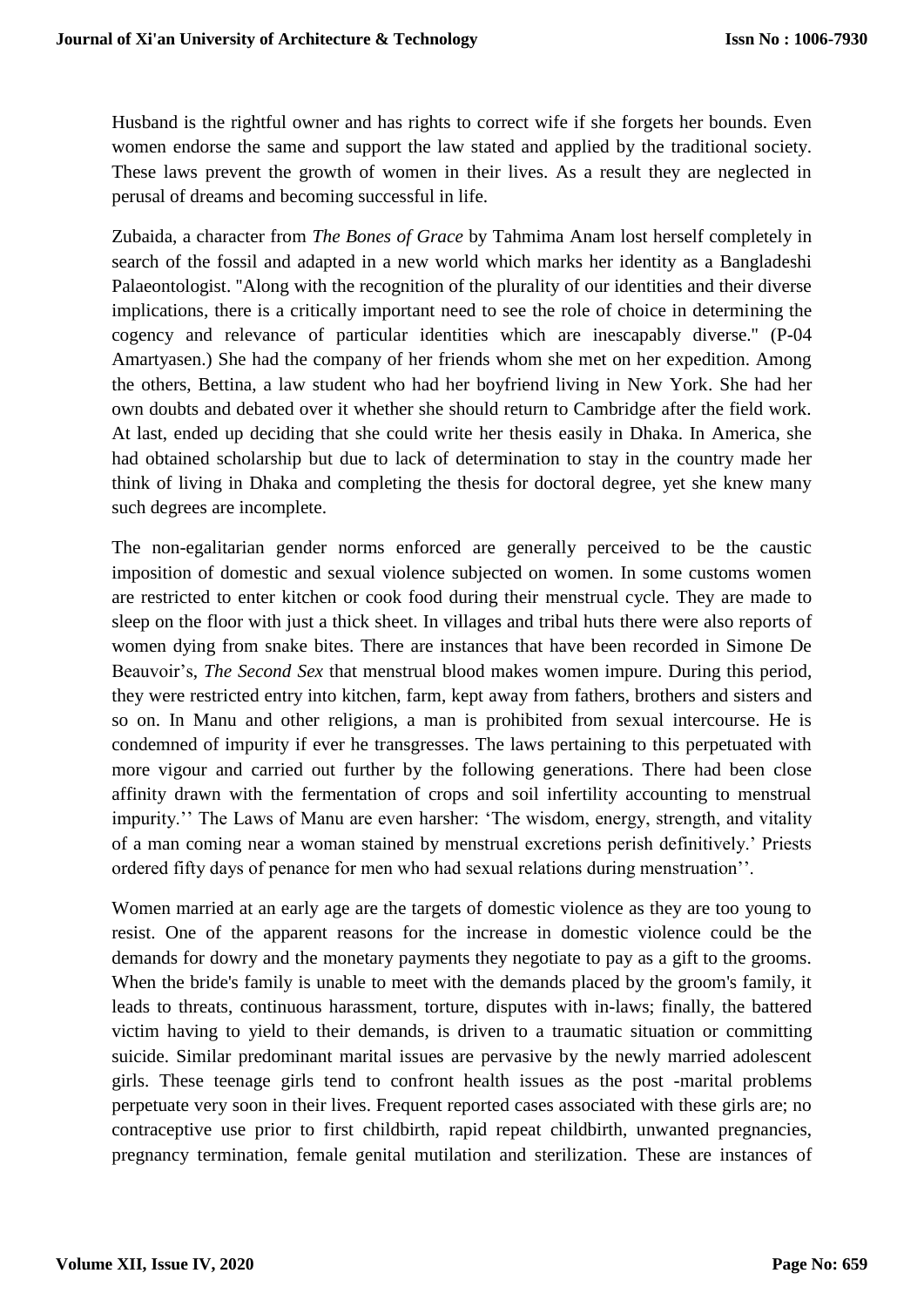Husband is the rightful owner and has rights to correct wife if she forgets her bounds. Even women endorse the same and support the law stated and applied by the traditional society. These laws prevent the growth of women in their lives. As a result they are neglected in perusal of dreams and becoming successful in life.

Zubaida, a character from *The Bones of Grace* by Tahmima Anam lost herself completely in search of the fossil and adapted in a new world which marks her identity as a Bangladeshi Palaeontologist. "Along with the recognition of the plurality of our identities and their diverse implications, there is a critically important need to see the role of choice in determining the cogency and relevance of particular identities which are inescapably diverse." (P-04 Amartyasen.) She had the company of her friends whom she met on her expedition. Among the others, Bettina, a law student who had her boyfriend living in New York. She had her own doubts and debated over it whether she should return to Cambridge after the field work. At last, ended up deciding that she could write her thesis easily in Dhaka. In America, she had obtained scholarship but due to lack of determination to stay in the country made her think of living in Dhaka and completing the thesis for doctoral degree, yet she knew many such degrees are incomplete.

The non-egalitarian gender norms enforced are generally perceived to be the caustic imposition of domestic and sexual violence subjected on women. In some customs women are restricted to enter kitchen or cook food during their menstrual cycle. They are made to sleep on the floor with just a thick sheet. In villages and tribal huts there were also reports of women dying from snake bites. There are instances that have been recorded in Simone De Beauvoir's, *The Second Sex* that menstrual blood makes women impure. During this period, they were restricted entry into kitchen, farm, kept away from fathers, brothers and sisters and so on. In Manu and other religions, a man is prohibited from sexual intercourse. He is condemned of impurity if ever he transgresses. The laws pertaining to this perpetuated with more vigour and carried out further by the following generations. There had been close affinity drawn with the fermentation of crops and soil infertility accounting to menstrual impurity.'' The Laws of Manu are even harsher: 'The wisdom, energy, strength, and vitality of a man coming near a woman stained by menstrual excretions perish definitively.' Priests ordered fifty days of penance for men who had sexual relations during menstruation''.

Women married at an early age are the targets of domestic violence as they are too young to resist. One of the apparent reasons for the increase in domestic violence could be the demands for dowry and the monetary payments they negotiate to pay as a gift to the grooms. When the bride's family is unable to meet with the demands placed by the groom's family, it leads to threats, continuous harassment, torture, disputes with in-laws; finally, the battered victim having to yield to their demands, is driven to a traumatic situation or committing suicide. Similar predominant marital issues are pervasive by the newly married adolescent girls. These teenage girls tend to confront health issues as the post -marital problems perpetuate very soon in their lives. Frequent reported cases associated with these girls are; no contraceptive use prior to first childbirth, rapid repeat childbirth, unwanted pregnancies, pregnancy termination, female genital mutilation and sterilization. These are instances of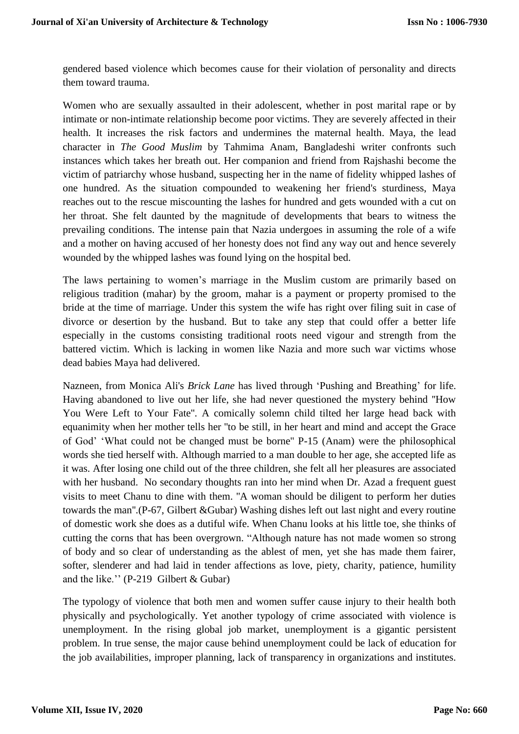gendered based violence which becomes cause for their violation of personality and directs them toward trauma.

Women who are sexually assaulted in their adolescent, whether in post marital rape or by intimate or non-intimate relationship become poor victims. They are severely affected in their health. It increases the risk factors and undermines the maternal health. Maya, the lead character in *The Good Muslim* by Tahmima Anam, Bangladeshi writer confronts such instances which takes her breath out. Her companion and friend from Rajshashi become the victim of patriarchy whose husband, suspecting her in the name of fidelity whipped lashes of one hundred. As the situation compounded to weakening her friend's sturdiness, Maya reaches out to the rescue miscounting the lashes for hundred and gets wounded with a cut on her throat. She felt daunted by the magnitude of developments that bears to witness the prevailing conditions. The intense pain that Nazia undergoes in assuming the role of a wife and a mother on having accused of her honesty does not find any way out and hence severely wounded by the whipped lashes was found lying on the hospital bed.

The laws pertaining to women's marriage in the Muslim custom are primarily based on religious tradition (mahar) by the groom, mahar is a payment or property promised to the bride at the time of marriage. Under this system the wife has right over filing suit in case of divorce or desertion by the husband. But to take any step that could offer a better life especially in the customs consisting traditional roots need vigour and strength from the battered victim. Which is lacking in women like Nazia and more such war victims whose dead babies Maya had delivered.

Nazneen, from Monica Ali's *Brick Lane* has lived through 'Pushing and Breathing' for life. Having abandoned to live out her life, she had never questioned the mystery behind "How You Were Left to Your Fate". A comically solemn child tilted her large head back with equanimity when her mother tells her "to be still, in her heart and mind and accept the Grace of God' 'What could not be changed must be borne" P-15 (Anam) were the philosophical words she tied herself with. Although married to a man double to her age, she accepted life as it was. After losing one child out of the three children, she felt all her pleasures are associated with her husband. No secondary thoughts ran into her mind when Dr. Azad a frequent guest visits to meet Chanu to dine with them. "A woman should be diligent to perform her duties towards the man".(P-67, Gilbert &Gubar) Washing dishes left out last night and every routine of domestic work she does as a dutiful wife. When Chanu looks at his little toe, she thinks of cutting the corns that has been overgrown. "Although nature has not made women so strong of body and so clear of understanding as the ablest of men, yet she has made them fairer, softer, slenderer and had laid in tender affections as love, piety, charity, patience, humility and the like.'' (P-219 Gilbert & Gubar)

The typology of violence that both men and women suffer cause injury to their health both physically and psychologically. Yet another typology of crime associated with violence is unemployment. In the rising global job market, unemployment is a gigantic persistent problem. In true sense, the major cause behind unemployment could be lack of education for the job availabilities, improper planning, lack of transparency in organizations and institutes.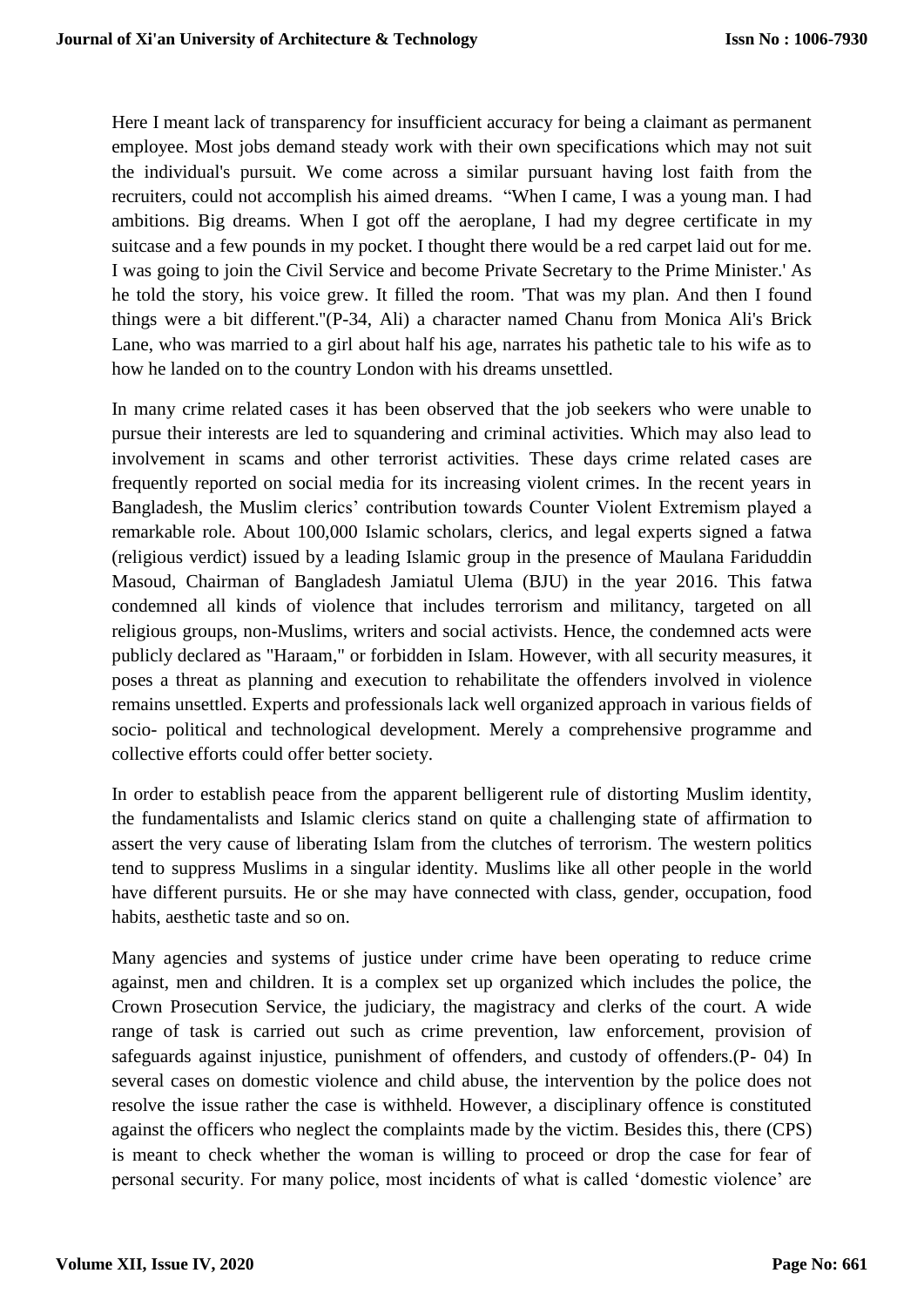Here I meant lack of transparency for insufficient accuracy for being a claimant as permanent employee. Most jobs demand steady work with their own specifications which may not suit the individual's pursuit. We come across a similar pursuant having lost faith from the recruiters, could not accomplish his aimed dreams. "When I came, I was a young man. I had ambitions. Big dreams. When I got off the aeroplane, I had my degree certificate in my suitcase and a few pounds in my pocket. I thought there would be a red carpet laid out for me. I was going to join the Civil Service and become Private Secretary to the Prime Minister.' As he told the story, his voice grew. It filled the room. 'That was my plan. And then I found things were a bit different."(P-34, Ali) a character named Chanu from Monica Ali's Brick Lane, who was married to a girl about half his age, narrates his pathetic tale to his wife as to how he landed on to the country London with his dreams unsettled.

In many crime related cases it has been observed that the job seekers who were unable to pursue their interests are led to squandering and criminal activities. Which may also lead to involvement in scams and other terrorist activities. These days crime related cases are frequently reported on social media for its increasing violent crimes. In the recent years in Bangladesh, the Muslim clerics' contribution towards Counter Violent Extremism played a remarkable role. About 100,000 Islamic scholars, clerics, and legal experts signed a fatwa (religious verdict) issued by a leading Islamic group in the presence of Maulana Fariduddin Masoud, Chairman of Bangladesh Jamiatul Ulema (BJU) in the year 2016. This fatwa condemned all kinds of violence that includes terrorism and militancy, targeted on all religious groups, non-Muslims, writers and social activists. Hence, the condemned acts were publicly declared as "Haraam," or forbidden in Islam. However, with all security measures, it poses a threat as planning and execution to rehabilitate the offenders involved in violence remains unsettled. Experts and professionals lack well organized approach in various fields of socio- political and technological development. Merely a comprehensive programme and collective efforts could offer better society.

In order to establish peace from the apparent belligerent rule of distorting Muslim identity, the fundamentalists and Islamic clerics stand on quite a challenging state of affirmation to assert the very cause of liberating Islam from the clutches of terrorism. The western politics tend to suppress Muslims in a singular identity. Muslims like all other people in the world have different pursuits. He or she may have connected with class, gender, occupation, food habits, aesthetic taste and so on.

Many agencies and systems of justice under crime have been operating to reduce crime against, men and children. It is a complex set up organized which includes the police, the Crown Prosecution Service, the judiciary, the magistracy and clerks of the court. A wide range of task is carried out such as crime prevention, law enforcement, provision of safeguards against injustice, punishment of offenders, and custody of offenders.(P- 04) In several cases on domestic violence and child abuse, the intervention by the police does not resolve the issue rather the case is withheld. However, a disciplinary offence is constituted against the officers who neglect the complaints made by the victim. Besides this, there (CPS) is meant to check whether the woman is willing to proceed or drop the case for fear of personal security. For many police, most incidents of what is called 'domestic violence' are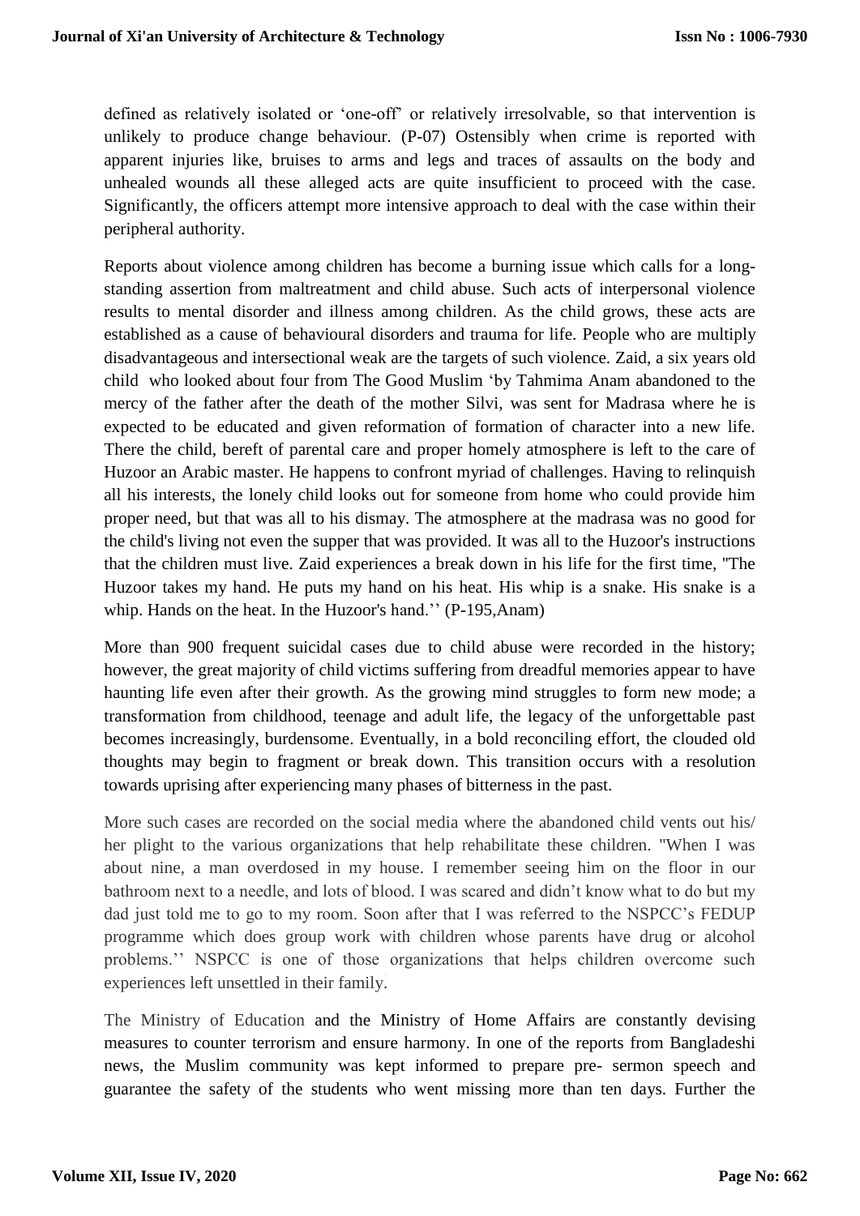defined as relatively isolated or 'one-off' or relatively irresolvable, so that intervention is unlikely to produce change behaviour. (P-07) Ostensibly when crime is reported with apparent injuries like, bruises to arms and legs and traces of assaults on the body and unhealed wounds all these alleged acts are quite insufficient to proceed with the case. Significantly, the officers attempt more intensive approach to deal with the case within their peripheral authority.

Reports about violence among children has become a burning issue which calls for a long-standing assertion from maltreatment and child abuse. Such acts of interpersonal violence results to mental disorder and illness among children. As the child grows, these acts are established as a cause of behavioural disorders and trauma for life. People who are multiply disadvantageous and intersectional weak are the targets of such violence. Zaid, a six years old child who looked about four from The Good Muslim 'by Tahmima Anam abandoned to the mercy of the father after the death of the mother Silvi, was sent for Madrasa where he is expected to be educated and given reformation of formation of character into a new life. There the child, bereft of parental care and proper homely atmosphere is left to the care of Huzoor an Arabic master. He happens to confront myriad of challenges. Having to relinquish all his interests, the lonely child looks out for someone from home who could provide him proper need, but that was all to his dismay. The atmosphere at the madrasa was no good for the child's living not even the supper that was provided. It was all to the Huzoor's instructions that the children must live. Zaid experiences a break down in his life for the first time, "The Huzoor takes my hand. He puts my hand on his heat. His whip is a snake. His snake is a whip. Hands on the heat. In the Huzoor's hand.'' (P-195,Anam)

More than 900 frequent suicidal cases due to child abuse were recorded in the history; however, the great majority of child victims suffering from dreadful memories appear to have haunting life even after their growth. As the growing mind struggles to form new mode; a transformation from childhood, teenage and adult life, the legacy of the unforgettable past becomes increasingly, burdensome. Eventually, in a bold reconciling effort, the clouded old thoughts may begin to fragment or break down. This transition occurs with a resolution towards uprising after experiencing many phases of bitterness in the past.

More such cases are recorded on the social media where the abandoned child vents out his/ her plight to the various organizations that help rehabilitate these children. "When I was about nine, a man overdosed in my house. I remember seeing him on the floor in our bathroom next to a needle, and lots of blood. I was scared and didn't know what to do but my dad just told me to go to my room. Soon after that I was referred to the NSPCC's FEDUP programme which does group work with children whose parents have drug or alcohol problems.'' NSPCC is one of those organizations that helps children overcome such experiences left unsettled in their family.

The Ministry of Education and the Ministry of Home Affairs are constantly devising measures to counter terrorism and ensure harmony. In one of the reports from Bangladeshi news, the Muslim community was kept informed to prepare pre- sermon speech and guarantee the safety of the students who went missing more than ten days. Further the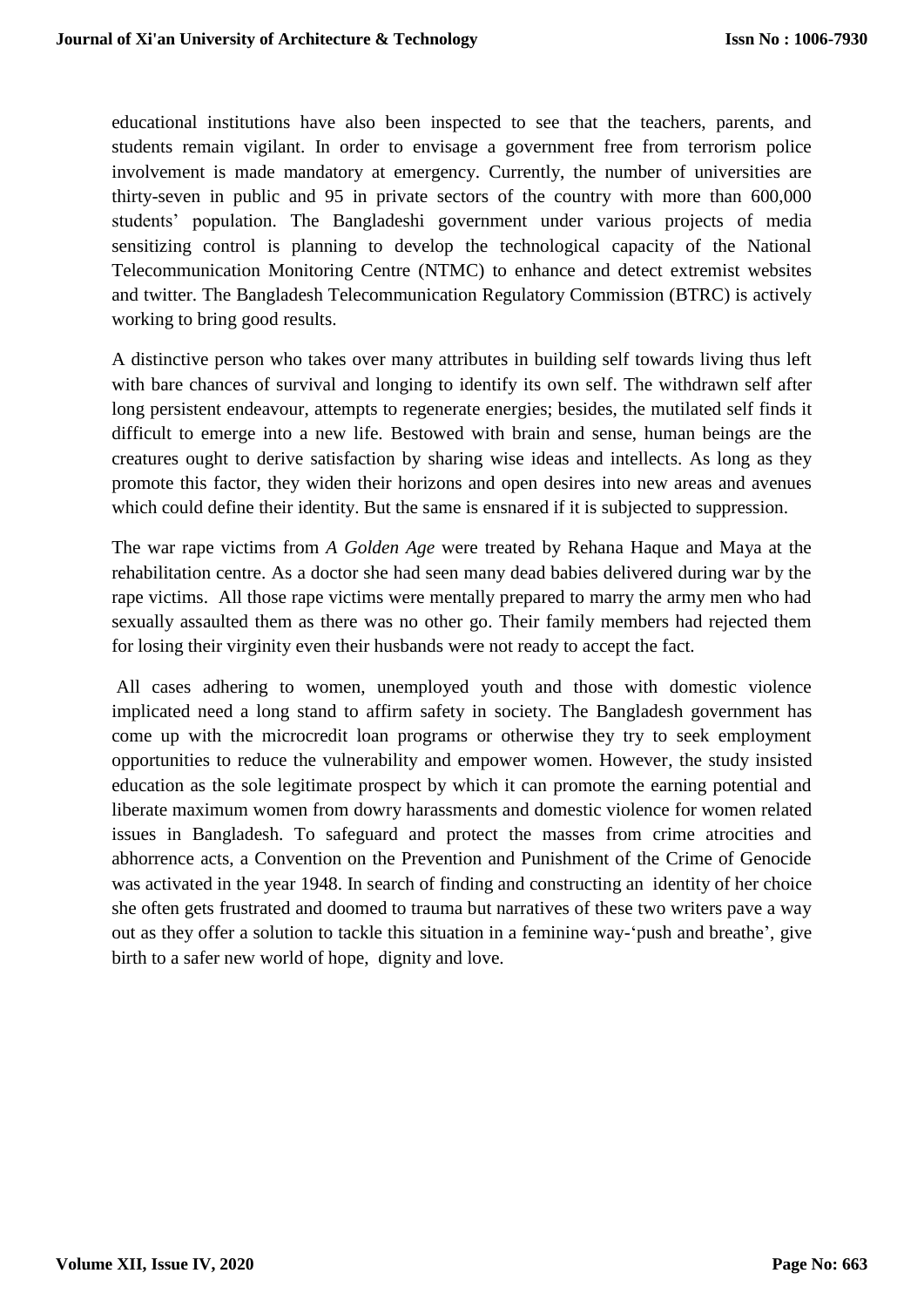educational institutions have also been inspected to see that the teachers, parents, and students remain vigilant. In order to envisage a government free from terrorism police involvement is made mandatory at emergency. Currently, the number of universities are thirty-seven in public and 95 in private sectors of the country with more than 600,000 students' population. The Bangladeshi government under various projects of media sensitizing control is planning to develop the technological capacity of the National Telecommunication Monitoring Centre (NTMC) to enhance and detect extremist websites and twitter. The Bangladesh Telecommunication Regulatory Commission (BTRC) is actively working to bring good results.

A distinctive person who takes over many attributes in building self towards living thus left with bare chances of survival and longing to identify its own self. The withdrawn self after long persistent endeavour, attempts to regenerate energies; besides, the mutilated self finds it difficult to emerge into a new life. Bestowed with brain and sense, human beings are the creatures ought to derive satisfaction by sharing wise ideas and intellects. As long as they promote this factor, they widen their horizons and open desires into new areas and avenues which could define their identity. But the same is ensnared if it is subjected to suppression.

The war rape victims from *A Golden Age* were treated by Rehana Haque and Maya at the rehabilitation centre. As a doctor she had seen many dead babies delivered during war by the rape victims. All those rape victims were mentally prepared to marry the army men who had sexually assaulted them as there was no other go. Their family members had rejected them for losing their virginity even their husbands were not ready to accept the fact.

All cases adhering to women, unemployed youth and those with domestic violence implicated need a long stand to affirm safety in society. The Bangladesh government has come up with the microcredit loan programs or otherwise they try to seek employment opportunities to reduce the vulnerability and empower women. However, the study insisted education as the sole legitimate prospect by which it can promote the earning potential and liberate maximum women from dowry harassments and domestic violence for women related issues in Bangladesh. To safeguard and protect the masses from crime atrocities and abhorrence acts, a Convention on the Prevention and Punishment of the Crime of Genocide was activated in the year 1948. In search of finding and constructing an identity of her choice she often gets frustrated and doomed to trauma but narratives of these two writers pave a way out as they offer a solution to tackle this situation in a feminine way-'push and breathe', give birth to a safer new world of hope, dignity and love.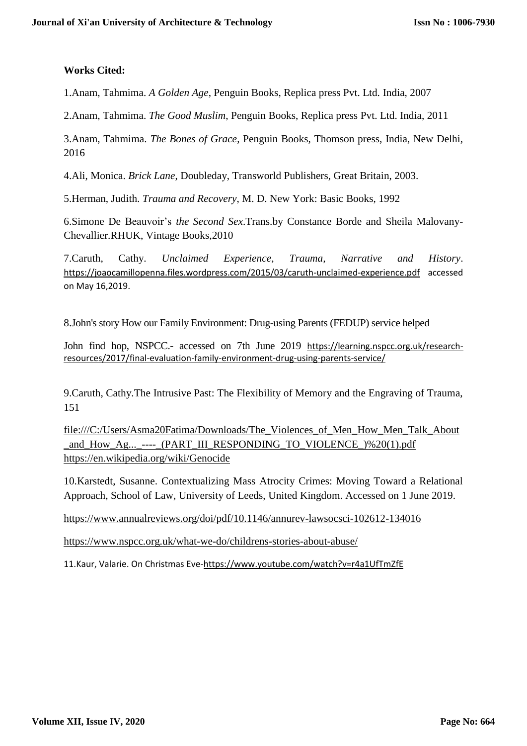**Works Cited:**

1.Anam, Tahmima. *A Golden Age*, Penguin Books, Replica press Pvt. Ltd. India, 2007

2.Anam, Tahmima. *The Good Muslim*, Penguin Books, Replica press Pvt. Ltd. India, 2011

3.Anam, Tahmima. *The Bones of Grace*, Penguin Books, Thomson press, India, New Delhi, 2016

4.Ali, Monica. *Brick Lane*, Doubleday, Transworld Publishers, Great Britain, 2003.

5.Herman, Judith. *Trauma and Recovery*, M. D. New York: Basic Books, 1992

6.Simone De Beauvoir's *the Second Sex*.Trans.by Constance Borde and Sheila Malovany-Chevallier.RHUK, Vintage Books,2010

7.Caruth, Cathy. *Unclaimed Experience, Trauma, Narrative and History*. https://joaocamillopenna.files.wordpress.com/2015/03/caruth-unclaimed-experience.pdf accessed on May 16,2019.

8.John's story How our Family Environment: Drug-using Parents (FEDUP) service helped

John find hop, NSPCC.- accessed on 7th June 2019 https://learning.nspcc.org.uk/research-resources/2017/final-evaluation-family-environment-drug-using-parents-service/

9.Caruth, Cathy.The Intrusive Past: The Flexibility of Memory and the Engraving of Trauma, 151

file:///C:/Users/Asma20Fatima/Downloads/The_Violences_of_Men_How_Men_Talk_About_and_How_Ag..._----_(PART_III_RESPONDING_TO_VIOLENCE_)%20(1).pdf
https://en.wikipedia.org/wiki/Genocide

10.Karstedt, Susanne. Contextualizing Mass Atrocity Crimes: Moving Toward a Relational Approach, School of Law, University of Leeds, United Kingdom. Accessed on 1 June 2019.

https://www.annualreviews.org/doi/pdf/10.1146/annurev-lawsocsci-102612-134016

https://www.nspcc.org.uk/what-we-do/childrens-stories-about-abuse/

11.Kaur, Valarie. On Christmas Eve-https://www.youtube.com/watch?v=r4a1UfTmZfE